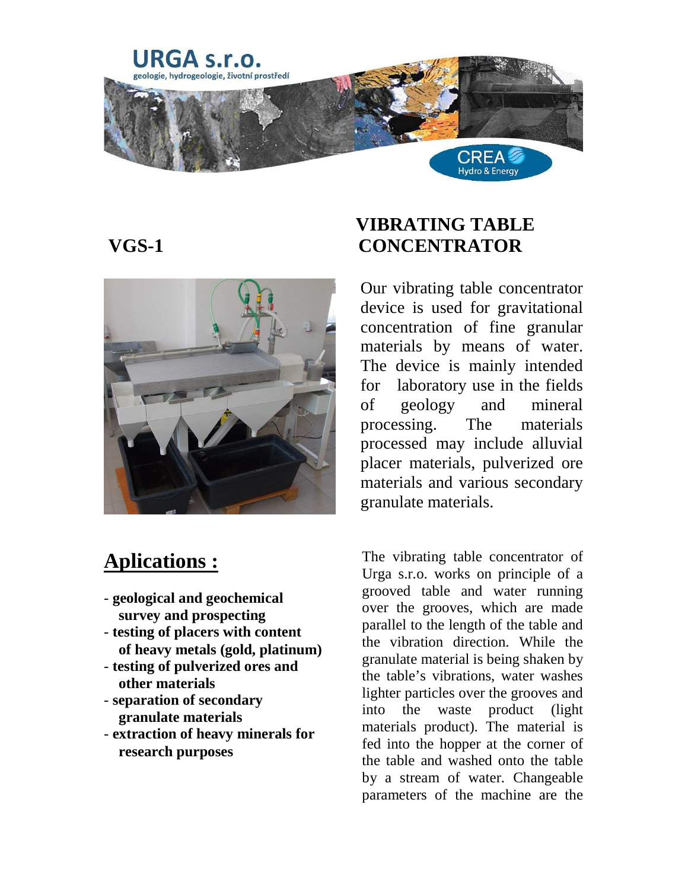URGA s.r.o.

geologie, hydrogeologie, životní prostředí

CREA Hydro & Energy

# VGS-1

# VIBRATING TABLE CONCENTRATOR

Our vibrating table concentrator device is used for gravitational concentration of fine granular materials by means of water. The device is mainly intended for laboratory use in the fields of geology and mineral processing. The materials processed may include alluvial placer materials, pulverized ore materials and various secondary granulate materials.

## Aplications :

- **geological and geochemical survey and prospecting**
- **testing of placers with content of heavy metals (gold, platinum)**
- **testing of pulverized ores and other materials**
- **separation of secondary granulate materials**
- **extraction of heavy minerals for research purposes**

The vibrating table concentrator of Urga s.r.o. works on principle of a grooved table and water running over the grooves, which are made parallel to the length of the table and the vibration direction. While the granulate material is being shaken by the table's vibrations, water washes lighter particles over the grooves and into the waste product (light materials product). The material is fed into the hopper at the corner of the table and washed onto the table by a stream of water. Changeable parameters of the machine are the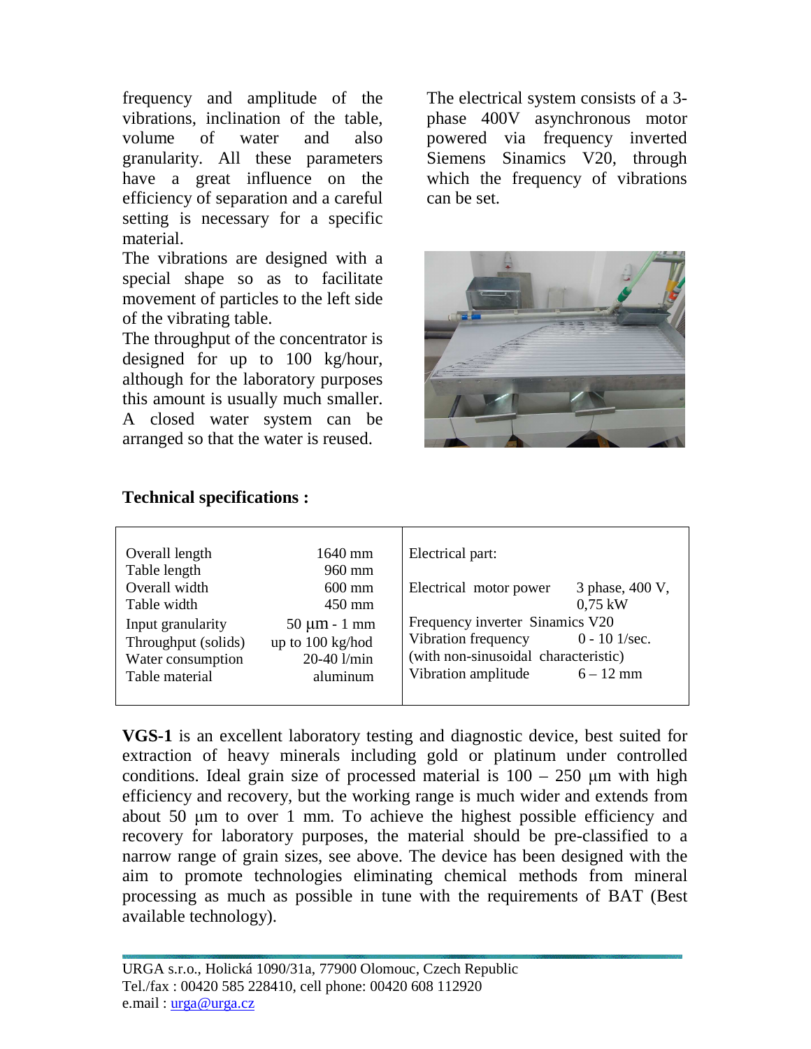frequency and amplitude of the vibrations, inclination of the table, volume of water and also granularity. All these parameters have a great influence on the efficiency of separation and a careful setting is necessary for a specific material.
The vibrations are designed with a special shape so as to facilitate movement of particles to the left side of the vibrating table.
The throughput of the concentrator is designed for up to 100 kg/hour, although for the laboratory purposes this amount is usually much smaller. A closed water system can be arranged so that the water is reused.

The electrical system consists of a 3-phase 400V asynchronous motor powered via frequency inverted Siemens Sinamics V20, through which the frequency of vibrations can be set.

**Technical specifications :**

| | | | |
|---|---|---|---|
| Overall length | 1640 mm | Electrical part: | |
| Table length | 960 mm | | |
| Overall width | 600 mm | Electrical motor power | 3 phase, 400 V, 0,75 kW |
| Table width | 450 mm | | |
| Input granularity | 50 µm - 1 mm | Frequency inverter Sinamics V20 | |
| Throughput (solids) | up to 100 kg/hod | Vibration frequency | 0 - 10 1/sec. |
| Water consumption | 20-40 l/min | (with non-sinusoidal characteristic) | |
| Table material | aluminum | Vibration amplitude | 6 – 12 mm |

**VGS-1** is an excellent laboratory testing and diagnostic device, best suited for extraction of heavy minerals including gold or platinum under controlled conditions. Ideal grain size of processed material is 100 – 250 µm with high efficiency and recovery, but the working range is much wider and extends from about 50 µm to over 1 mm. To achieve the highest possible efficiency and recovery for laboratory purposes, the material should be pre-classified to a narrow range of grain sizes, see above. The device has been designed with the aim to promote technologies eliminating chemical methods from mineral processing as much as possible in tune with the requirements of BAT (Best available technology).

URGA s.r.o., Holická 1090/31a, 77900 Olomouc, Czech Republic
Tel./fax : 00420 585 228410, cell phone: 00420 608 112920
e.mail : urga@urga.cz